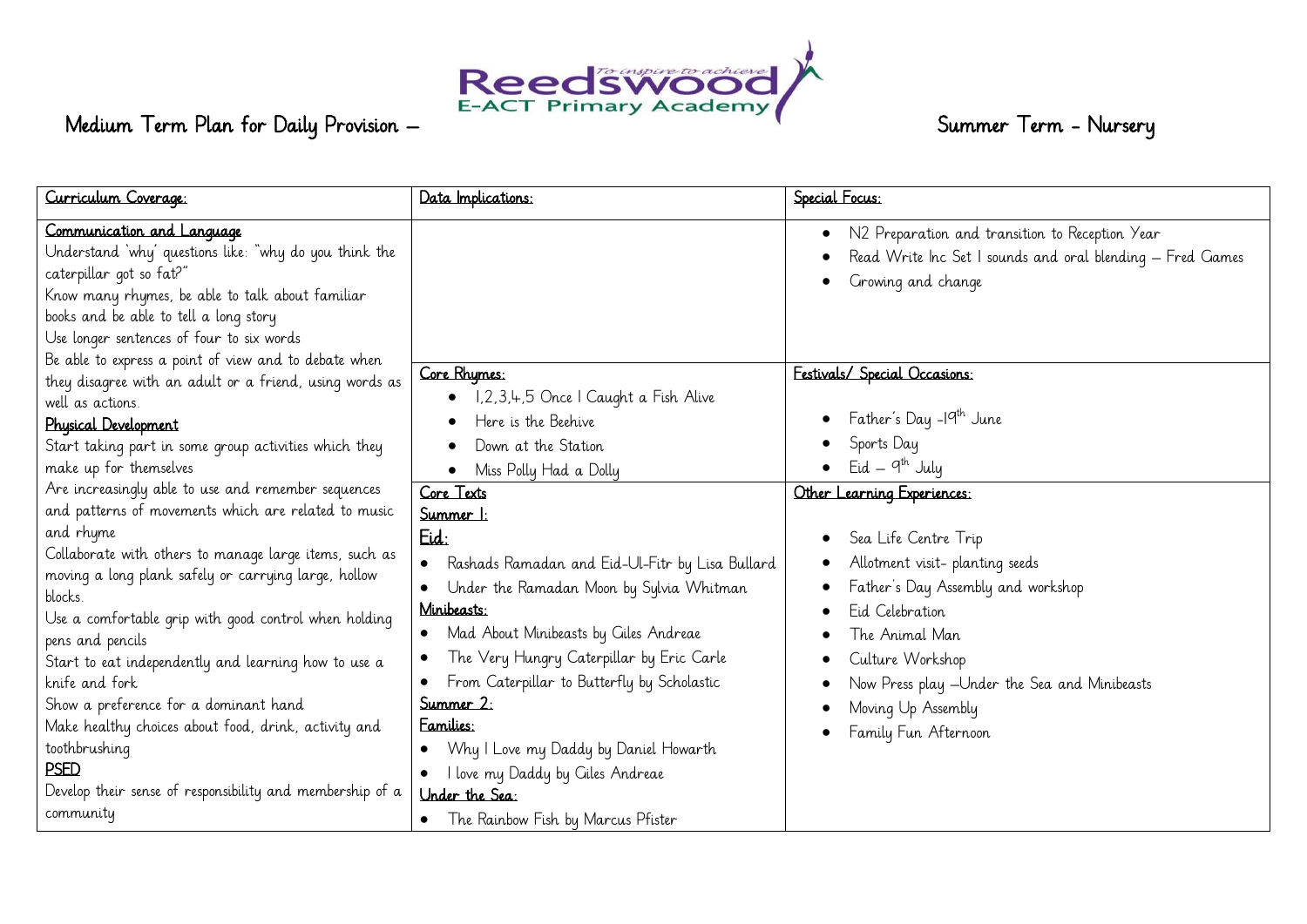# Medium Term Plan for Daily Provision – Summer Term - Nursery

| Curriculum Coverage: | Data Implications: | Special Focus: |
|---|---|---|
| **Communication and Language**<br>Understand 'why' questions like: "why do you think the caterpillar got so fat?"<br>Know many rhymes, be able to talk about familiar books and be able to tell a long story<br>Use longer sentences of four to six words<br>Be able to express a point of view and to debate when they disagree with an adult or a friend, using words as well as actions.<br>**Physical Development**<br>Start taking part in some group activities which they make up for themselves<br>Are increasingly able to use and remember sequences and patterns of movements which are related to music and rhyme<br>Collaborate with others to manage large items, such as moving a long plank safely or carrying large, hollow blocks.<br>Use a comfortable grip with good control when holding pens and pencils<br>Start to eat independently and learning how to use a knife and fork<br>Show a preference for a dominant hand<br>Make healthy choices about food, drink, activity and toothbrushing<br>**PSED**<br>Develop their sense of responsibility and membership of a community | <br><br><br><br><br><br>**Core Rhymes:**<br>• 1,2,3,4,5 Once I Caught a Fish Alive<br>• Here is the Beehive<br>• Down at the Station<br>• Miss Polly Had a Dolly<br>**Core Texts**<br>**Summer 1:**<br>**Eid:**<br>• Rashads Ramadan and Eid-Ul-Fitr by Lisa Bullard<br>• Under the Ramadan Moon by Sylvia Whitman<br>**Minibeasts:**<br>• Mad About Minibeasts by Giles Andreae<br>• The Very Hungry Caterpillar by Eric Carle<br>• From Caterpillar to Butterfly by Scholastic<br>**Summer 2:**<br>**Families:**<br>• Why I Love my Daddy by Daniel Howarth<br>• I love my Daddy by Giles Andreae<br>**Under the Sea:**<br>• The Rainbow Fish by Marcus Pfister | • N2 Preparation and transition to Reception Year<br>• Read Write Inc Set 1 sounds and oral blending – Fred Games<br>• Growing and change<br><br>**Festivals/ Special Occasions:**<br>• Father's Day -19th June<br>• Sports Day<br>• Eid – 9th July<br>**Other Learning Experiences:**<br>• Sea Life Centre Trip<br>• Allotment visit- planting seeds<br>• Father's Day Assembly and workshop<br>• Eid Celebration<br>• The Animal Man<br>• Culture Workshop<br>• Now Press play –Under the Sea and Minibeasts<br>• Moving Up Assembly<br>• Family Fun Afternoon |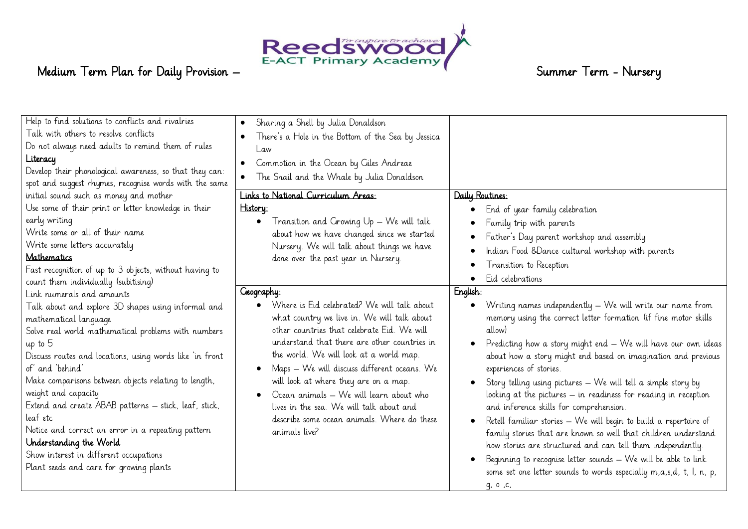# Medium Term Plan for Daily Provision – Summer Term - Nursery

Reedswood E-ACT Primary Academy — *To inspire to achieve*

| | | |
|---|---|---|
| Help to find solutions to conflicts and rivalries<br>Talk with others to resolve conflicts<br>Do not always need adults to remind them of rules<br>**Literacy**<br>Develop their phonological awareness, so that they can: spot and suggest rhymes, recognise words with the same initial sound such as money and mother<br>Use some of their print or letter knowledge in their early writing<br>Write some or all of their name<br>Write some letters accurately<br>**Mathematics**<br>Fast recognition of up to 3 objects, without having to count them individually (subitising)<br>Link numerals and amounts<br>Talk about and explore 3D shapes using informal and mathematical language<br>Solve real world mathematical problems with numbers up to 5<br>Discuss routes and locations, using words like 'in front of' and 'behind'<br>Make comparisons between objects relating to length, weight and capacity<br>Extend and create ABAB patterns – stick, leaf, stick, leaf etc<br>Notice and correct an error in a repeating pattern<br>**Understanding the World**<br>Show interest in different occupations<br>Plant seeds and care for growing plants | • Sharing a Shell by Julia Donaldson<br>• There's a Hole in the Bottom of the Sea by Jessica Law<br>• Commotion in the Ocean by Giles Andreae<br>• The Snail and the Whale by Julia Donaldson | |
| | **Links to National Curriculum Areas:**<br>**History:**<br>• Transition and Growing Up – We will talk about how we have changed since we started Nursery. We will talk about things we have done over the past year in Nursery. | **Daily Routines:**<br>• End of year family celebration<br>• Family trip with parents<br>• Father's Day parent workshop and assembly<br>• Indian Food &Dance cultural workshop with parents<br>• Transition to Reception<br>• Eid celebrations |
| | **Geography:**<br>• Where is Eid celebrated? We will talk about what country we live in. We will talk about other countries that celebrate Eid. We will understand that there are other countries in the world. We will look at a world map.<br>• Maps – We will discuss different oceans. We will look at where they are on a map.<br>• Ocean animals – We will learn about who lives in the sea. We will talk about and describe some ocean animals. Where do these animals live? | **English:**<br>• Writing names independently – We will write our name from memory using the correct letter formation (if fine motor skills allow)<br>• Predicting how a story might end – We will have our own ideas about how a story might end based on imagination and previous experiences of stories.<br>• Story telling using pictures – We will tell a simple story by looking at the pictures – in readiness for reading in reception and inference skills for comprehension.<br>• Retell familiar stories – We will begin to build a repertoire of family stories that are known so well that children understand how stories are structured and can tell them independently.<br>• Beginning to recognise letter sounds – We will be able to link some set one letter sounds to words especially m,a,s,d, t, l, n, p, g, o ,c, |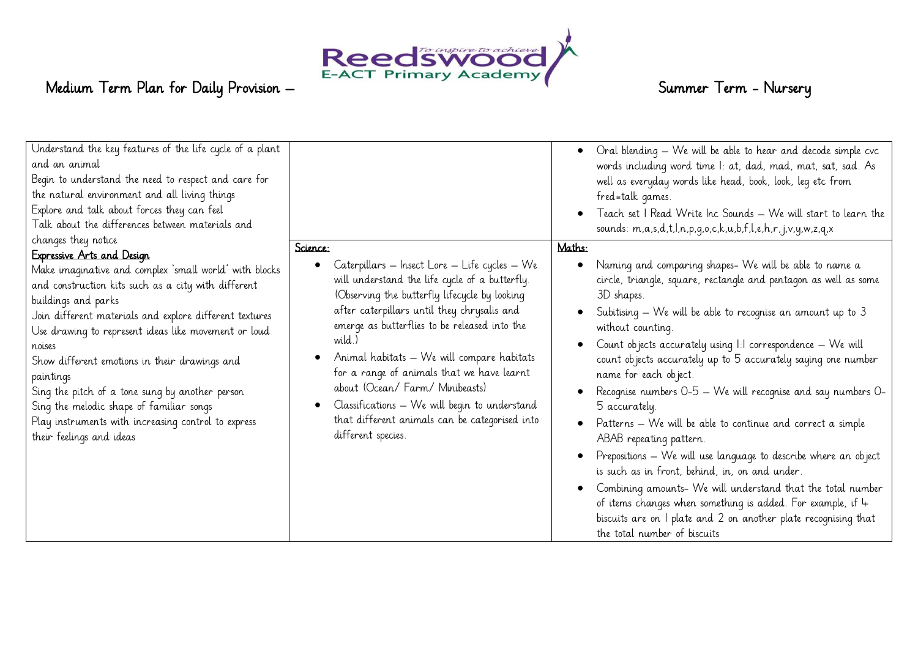# Medium Term Plan for Daily Provision – Summer Term - Nursery

| | | |
|---|---|---|
| Understand the key features of the life cycle of a plant and an animal<br>Begin to understand the need to respect and care for the natural environment and all living things<br>Explore and talk about forces they can feel<br>Talk about the differences between materials and changes they notice<br>**Expressive Arts and Design**<br>Make imaginative and complex 'small world' with blocks and construction kits such as a city with different buildings and parks<br>Join different materials and explore different textures<br>Use drawing to represent ideas like movement or loud noises<br>Show different emotions in their drawings and paintings<br>Sing the pitch of a tone sung by another person<br>Sing the melodic shape of familiar songs<br>Play instruments with increasing control to express their feelings and ideas | **Science:**<br>• Caterpillars – Insect Lore – Life cycles – We will understand the life cycle of a butterfly. (Observing the butterfly lifecycle by looking after caterpillars until they chrysalis and emerge as butterflies to be released into the wild.)<br>• Animal habitats – We will compare habitats for a range of animals that we have learnt about (Ocean/ Farm/ Minibeasts)<br>• Classifications – We will begin to understand that different animals can be categorised into different species. | • Oral blending – We will be able to hear and decode simple cvc words including word time 1: at, dad, mad, mat, sat, sad. As well as everyday words like head, book, look, leg etc from fred=talk games.<br>• Teach set 1 Read Write Inc Sounds – We will start to learn the sounds: m,a,s,d,t,l,n,p,g,o,c,k,u,b,f,l,e,h,r,j,v,y,w,z,q,x<br>**Maths:**<br>• Naming and comparing shapes- We will be able to name a circle, triangle, square, rectangle and pentagon as well as some 3D shapes.<br>• Subitising – We will be able to recognise an amount up to 3 without counting.<br>• Count objects accurately using 1:1 correspondence – We will count objects accurately up to 5 accurately saying one number name for each object.<br>• Recognise numbers 0-5 – We will recognise and say numbers 0-5 accurately.<br>• Patterns – We will be able to continue and correct a simple ABAB repeating pattern.<br>• Prepositions – We will use language to describe where an object is such as in front, behind, in, on and under.<br>• Combining amounts- We will understand that the total number of items changes when something is added. For example, if 4 biscuits are on 1 plate and 2 on another plate recognising that the total number of biscuits |